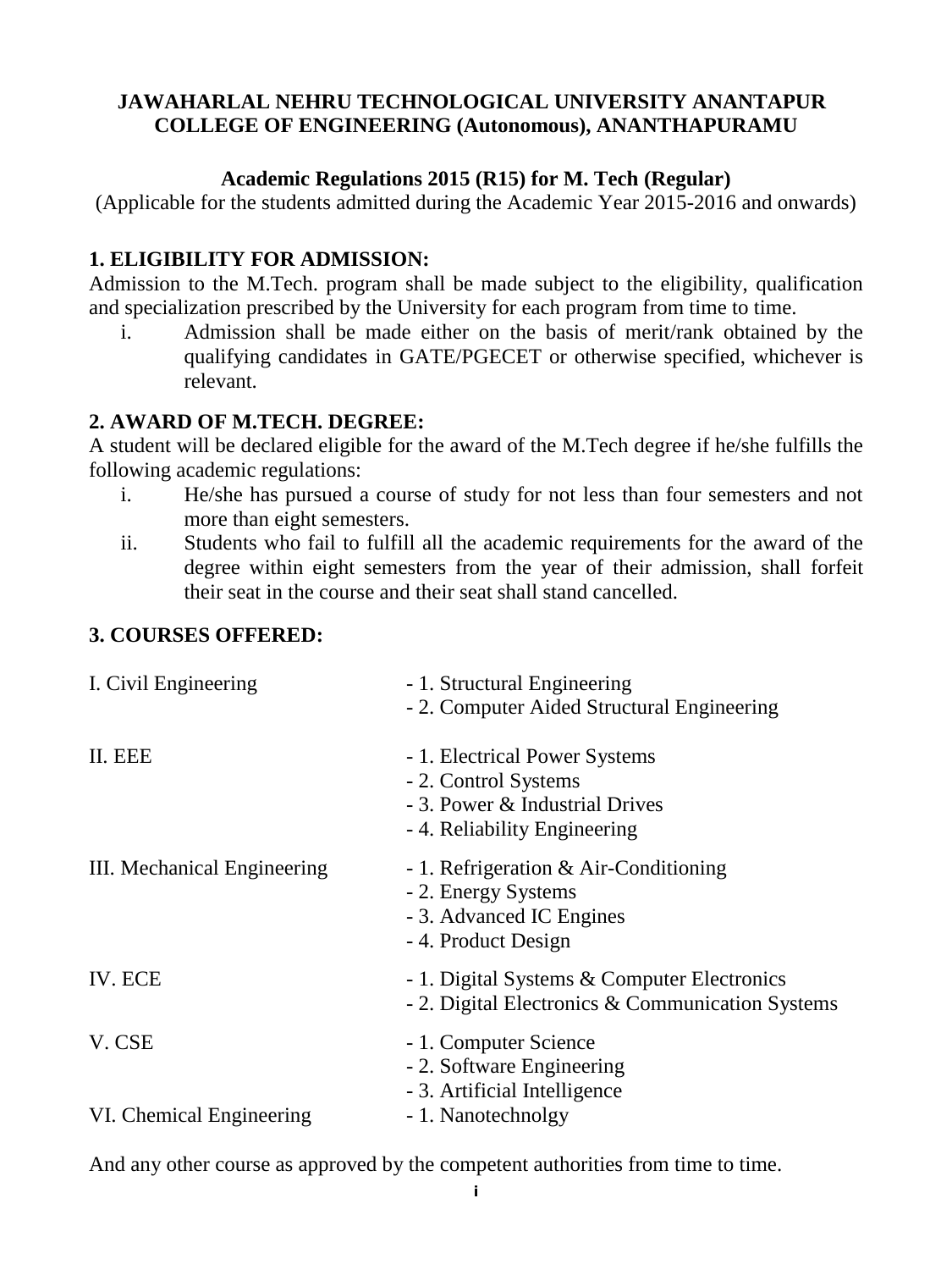**JAWAHARLAL NEHRU TECHNOLOGICAL UNIVERSITY ANANTAPUR**
**COLLEGE OF ENGINEERING (Autonomous), ANANTHAPURAMU**

## Academic Regulations 2015 (R15) for M. Tech (Regular)

(Applicable for the students admitted during the Academic Year 2015-2016 and onwards)

### 1. ELIGIBILITY FOR ADMISSION:

Admission to the M.Tech. program shall be made subject to the eligibility, qualification and specialization prescribed by the University for each program from time to time.

i. Admission shall be made either on the basis of merit/rank obtained by the qualifying candidates in GATE/PGECET or otherwise specified, whichever is relevant.

### 2. AWARD OF M.TECH. DEGREE:

A student will be declared eligible for the award of the M.Tech degree if he/she fulfills the following academic regulations:

i. He/she has pursued a course of study for not less than four semesters and not more than eight semesters.

ii. Students who fail to fulfill all the academic requirements for the award of the degree within eight semesters from the year of their admission, shall forfeit their seat in the course and their seat shall stand cancelled.

### 3. COURSES OFFERED:

I. Civil Engineering
- 1. Structural Engineering
- 2. Computer Aided Structural Engineering

II. EEE
- 1. Electrical Power Systems
- 2. Control Systems
- 3. Power & Industrial Drives
- 4. Reliability Engineering

III. Mechanical Engineering
- 1. Refrigeration & Air-Conditioning
- 2. Energy Systems
- 3. Advanced IC Engines
- 4. Product Design

IV. ECE
- 1. Digital Systems & Computer Electronics
- 2. Digital Electronics & Communication Systems

V. CSE
- 1. Computer Science
- 2. Software Engineering
- 3. Artificial Intelligence

VI. Chemical Engineering
- 1. Nanotechnolgy

And any other course as approved by the competent authorities from time to time.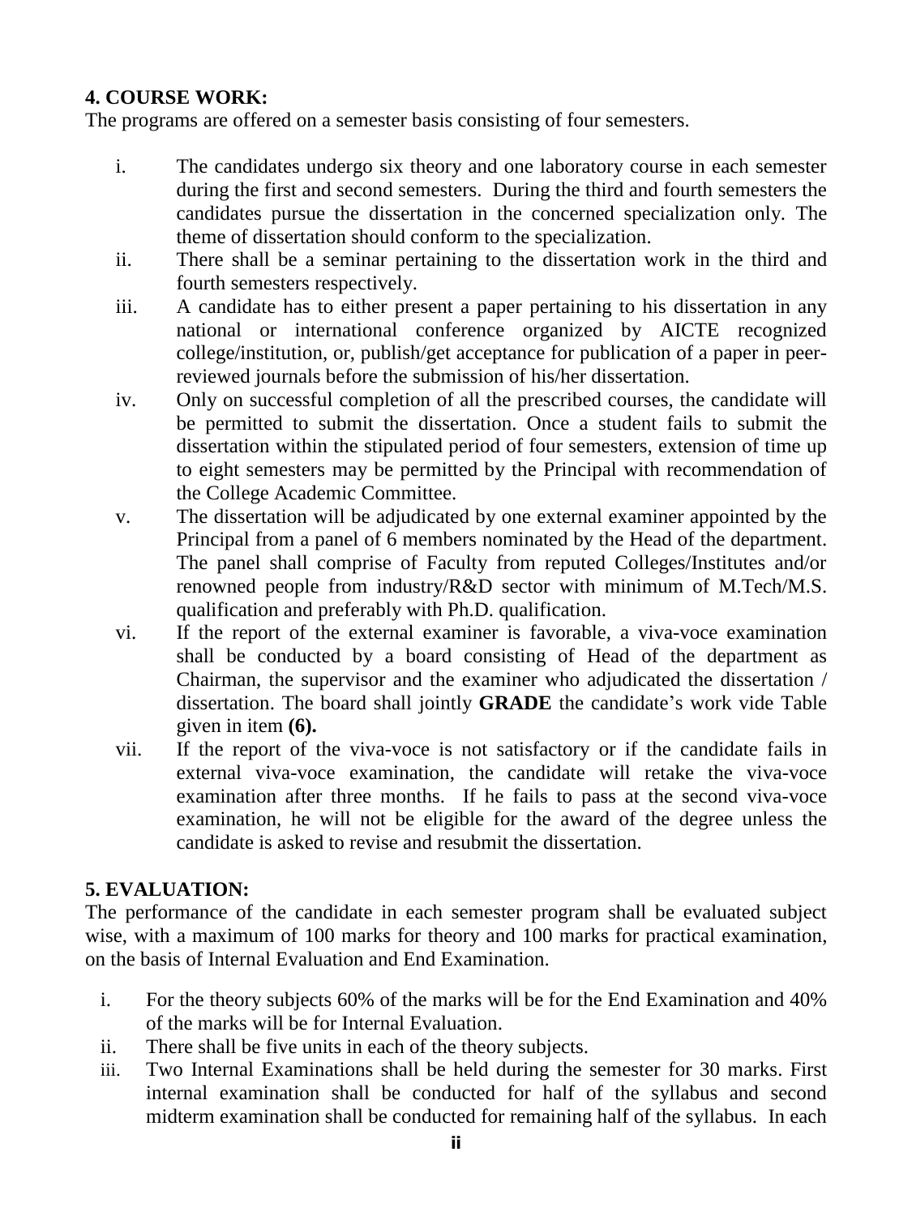**4. COURSE WORK:**

The programs are offered on a semester basis consisting of four semesters.

i. The candidates undergo six theory and one laboratory course in each semester during the first and second semesters. During the third and fourth semesters the candidates pursue the dissertation in the concerned specialization only. The theme of dissertation should conform to the specialization.

ii. There shall be a seminar pertaining to the dissertation work in the third and fourth semesters respectively.

iii. A candidate has to either present a paper pertaining to his dissertation in any national or international conference organized by AICTE recognized college/institution, or, publish/get acceptance for publication of a paper in peer-reviewed journals before the submission of his/her dissertation.

iv. Only on successful completion of all the prescribed courses, the candidate will be permitted to submit the dissertation. Once a student fails to submit the dissertation within the stipulated period of four semesters, extension of time up to eight semesters may be permitted by the Principal with recommendation of the College Academic Committee.

v. The dissertation will be adjudicated by one external examiner appointed by the Principal from a panel of 6 members nominated by the Head of the department. The panel shall comprise of Faculty from reputed Colleges/Institutes and/or renowned people from industry/R&D sector with minimum of M.Tech/M.S. qualification and preferably with Ph.D. qualification.

vi. If the report of the external examiner is favorable, a viva-voce examination shall be conducted by a board consisting of Head of the department as Chairman, the supervisor and the examiner who adjudicated the dissertation / dissertation. The board shall jointly **GRADE** the candidate's work vide Table given in item **(6).**

vii. If the report of the viva-voce is not satisfactory or if the candidate fails in external viva-voce examination, the candidate will retake the viva-voce examination after three months. If he fails to pass at the second viva-voce examination, he will not be eligible for the award of the degree unless the candidate is asked to revise and resubmit the dissertation.

**5. EVALUATION:**

The performance of the candidate in each semester program shall be evaluated subject wise, with a maximum of 100 marks for theory and 100 marks for practical examination, on the basis of Internal Evaluation and End Examination.

i. For the theory subjects 60% of the marks will be for the End Examination and 40% of the marks will be for Internal Evaluation.

ii. There shall be five units in each of the theory subjects.

iii. Two Internal Examinations shall be held during the semester for 30 marks. First internal examination shall be conducted for half of the syllabus and second midterm examination shall be conducted for remaining half of the syllabus. In each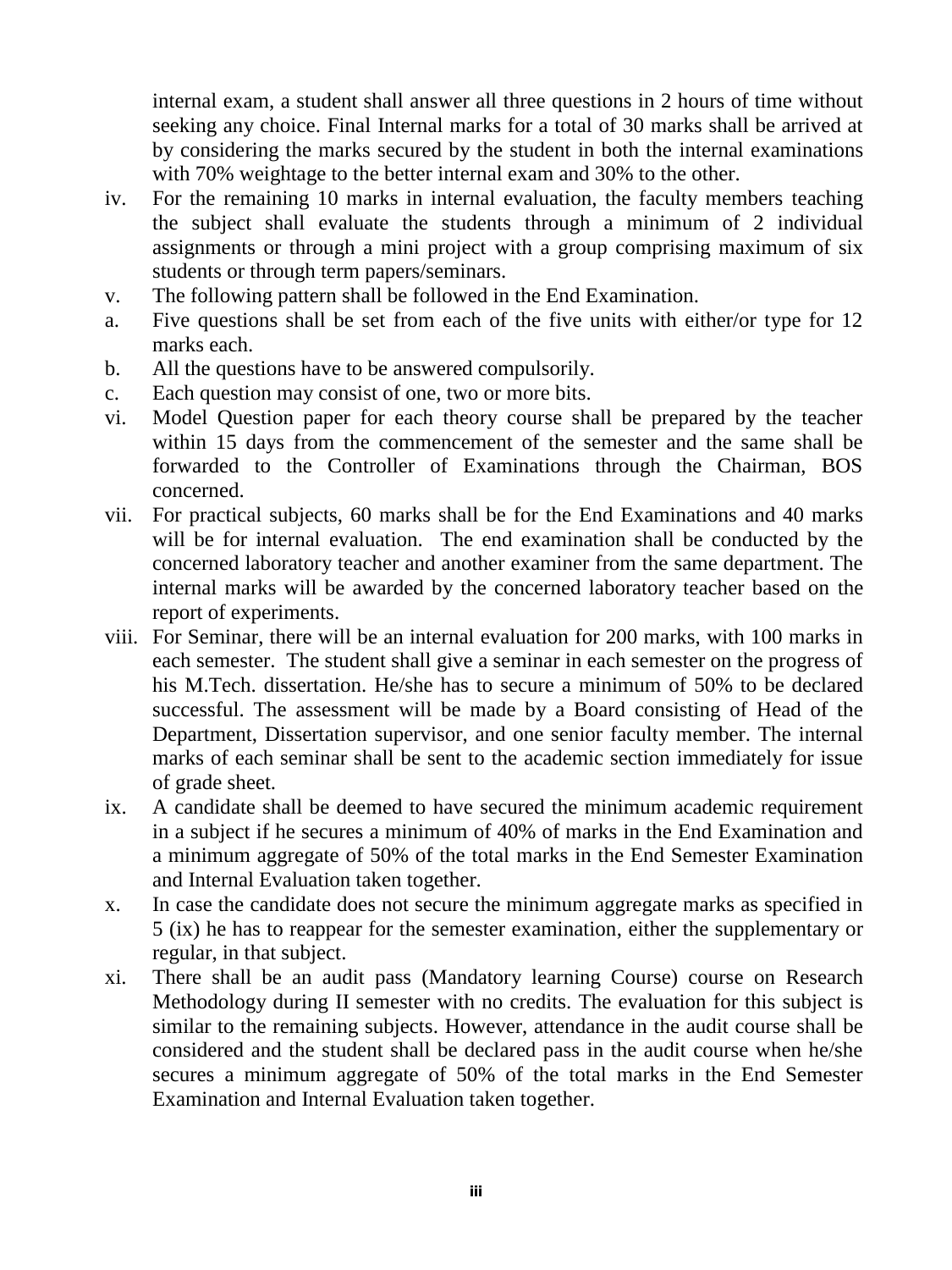internal exam, a student shall answer all three questions in 2 hours of time without seeking any choice. Final Internal marks for a total of 30 marks shall be arrived at by considering the marks secured by the student in both the internal examinations with 70% weightage to the better internal exam and 30% to the other.

iv. For the remaining 10 marks in internal evaluation, the faculty members teaching the subject shall evaluate the students through a minimum of 2 individual assignments or through a mini project with a group comprising maximum of six students or through term papers/seminars.

v. The following pattern shall be followed in the End Examination.

a. Five questions shall be set from each of the five units with either/or type for 12 marks each.

b. All the questions have to be answered compulsorily.

c. Each question may consist of one, two or more bits.

vi. Model Question paper for each theory course shall be prepared by the teacher within 15 days from the commencement of the semester and the same shall be forwarded to the Controller of Examinations through the Chairman, BOS concerned.

vii. For practical subjects, 60 marks shall be for the End Examinations and 40 marks will be for internal evaluation. The end examination shall be conducted by the concerned laboratory teacher and another examiner from the same department. The internal marks will be awarded by the concerned laboratory teacher based on the report of experiments.

viii. For Seminar, there will be an internal evaluation for 200 marks, with 100 marks in each semester. The student shall give a seminar in each semester on the progress of his M.Tech. dissertation. He/she has to secure a minimum of 50% to be declared successful. The assessment will be made by a Board consisting of Head of the Department, Dissertation supervisor, and one senior faculty member. The internal marks of each seminar shall be sent to the academic section immediately for issue of grade sheet.

ix. A candidate shall be deemed to have secured the minimum academic requirement in a subject if he secures a minimum of 40% of marks in the End Examination and a minimum aggregate of 50% of the total marks in the End Semester Examination and Internal Evaluation taken together.

x. In case the candidate does not secure the minimum aggregate marks as specified in 5 (ix) he has to reappear for the semester examination, either the supplementary or regular, in that subject.

xi. There shall be an audit pass (Mandatory learning Course) course on Research Methodology during II semester with no credits. The evaluation for this subject is similar to the remaining subjects. However, attendance in the audit course shall be considered and the student shall be declared pass in the audit course when he/she secures a minimum aggregate of 50% of the total marks in the End Semester Examination and Internal Evaluation taken together.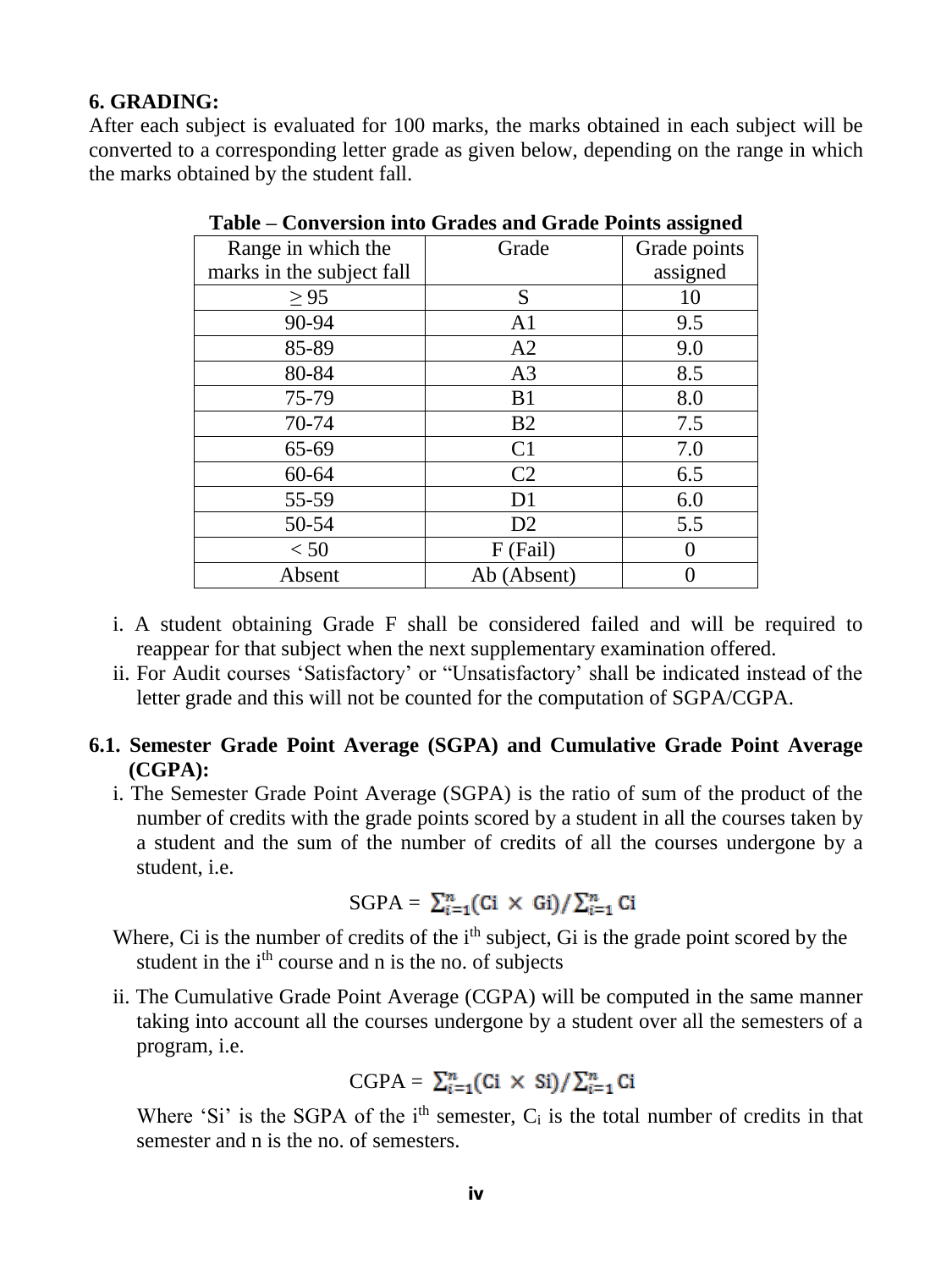## 6. GRADING:

After each subject is evaluated for 100 marks, the marks obtained in each subject will be converted to a corresponding letter grade as given below, depending on the range in which the marks obtained by the student fall.

**Table – Conversion into Grades and Grade Points assigned**

| Range in which the marks in the subject fall | Grade | Grade points assigned |
|---|---|---|
| ≥ 95 | S | 10 |
| 90-94 | A1 | 9.5 |
| 85-89 | A2 | 9.0 |
| 80-84 | A3 | 8.5 |
| 75-79 | B1 | 8.0 |
| 70-74 | B2 | 7.5 |
| 65-69 | C1 | 7.0 |
| 60-64 | C2 | 6.5 |
| 55-59 | D1 | 6.0 |
| 50-54 | D2 | 5.5 |
| < 50 | F (Fail) | 0 |
| Absent | Ab (Absent) | 0 |

i. A student obtaining Grade F shall be considered failed and will be required to reappear for that subject when the next supplementary examination offered.

ii. For Audit courses 'Satisfactory' or "Unsatisfactory' shall be indicated instead of the letter grade and this will not be counted for the computation of SGPA/CGPA.

### 6.1. Semester Grade Point Average (SGPA) and Cumulative Grade Point Average (CGPA):

i. The Semester Grade Point Average (SGPA) is the ratio of sum of the product of the number of credits with the grade points scored by a student in all the courses taken by a student and the sum of the number of credits of all the courses undergone by a student, i.e.

$$\text{SGPA} = \sum_{i=1}^{n}(\text{Ci} \times \text{Gi}) / \sum_{i=1}^{n} \text{Ci}$$

Where, Ci is the number of credits of the $i^{th}$ subject, Gi is the grade point scored by the student in the $i^{th}$ course and n is the no. of subjects

ii. The Cumulative Grade Point Average (CGPA) will be computed in the same manner taking into account all the courses undergone by a student over all the semesters of a program, i.e.

$$\text{CGPA} = \sum_{i=1}^{n}(\text{Ci} \times \text{Si}) / \sum_{i=1}^{n} \text{Ci}$$

Where 'Si' is the SGPA of the $i^{th}$ semester, $C_i$ is the total number of credits in that semester and n is the no. of semesters.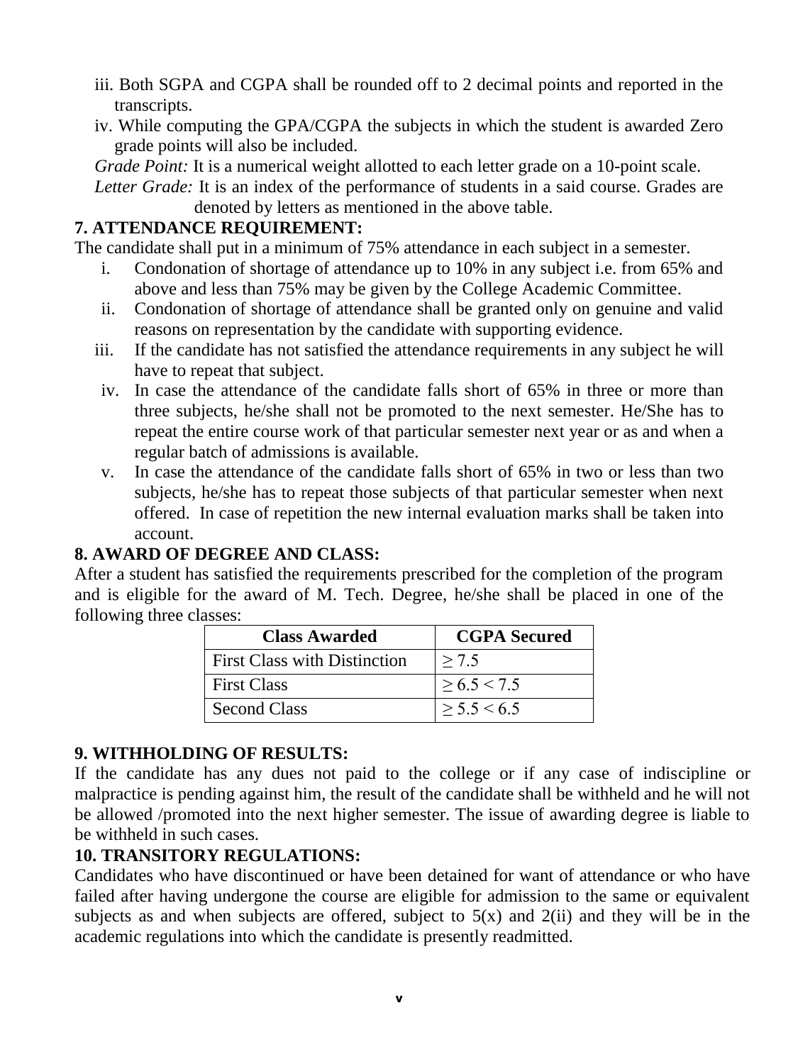iii. Both SGPA and CGPA shall be rounded off to 2 decimal points and reported in the transcripts.

iv. While computing the GPA/CGPA the subjects in which the student is awarded Zero grade points will also be included.

*Grade Point:* It is a numerical weight allotted to each letter grade on a 10-point scale.

*Letter Grade:* It is an index of the performance of students in a said course. Grades are denoted by letters as mentioned in the above table.

## 7. ATTENDANCE REQUIREMENT:

The candidate shall put in a minimum of 75% attendance in each subject in a semester.

i. Condonation of shortage of attendance up to 10% in any subject i.e. from 65% and above and less than 75% may be given by the College Academic Committee.

ii. Condonation of shortage of attendance shall be granted only on genuine and valid reasons on representation by the candidate with supporting evidence.

iii. If the candidate has not satisfied the attendance requirements in any subject he will have to repeat that subject.

iv. In case the attendance of the candidate falls short of 65% in three or more than three subjects, he/she shall not be promoted to the next semester. He/She has to repeat the entire course work of that particular semester next year or as and when a regular batch of admissions is available.

v. In case the attendance of the candidate falls short of 65% in two or less than two subjects, he/she has to repeat those subjects of that particular semester when next offered. In case of repetition the new internal evaluation marks shall be taken into account.

## 8. AWARD OF DEGREE AND CLASS:

After a student has satisfied the requirements prescribed for the completion of the program and is eligible for the award of M. Tech. Degree, he/she shall be placed in one of the following three classes:

| Class Awarded | CGPA Secured |
|---|---|
| First Class with Distinction | $\geq 7.5$ |
| First Class | $\geq 6.5 < 7.5$ |
| Second Class | $\geq 5.5 < 6.5$ |

## 9. WITHHOLDING OF RESULTS:

If the candidate has any dues not paid to the college or if any case of indiscipline or malpractice is pending against him, the result of the candidate shall be withheld and he will not be allowed /promoted into the next higher semester. The issue of awarding degree is liable to be withheld in such cases.

## 10. TRANSITORY REGULATIONS:

Candidates who have discontinued or have been detained for want of attendance or who have failed after having undergone the course are eligible for admission to the same or equivalent subjects as and when subjects are offered, subject to 5(x) and 2(ii) and they will be in the academic regulations into which the candidate is presently readmitted.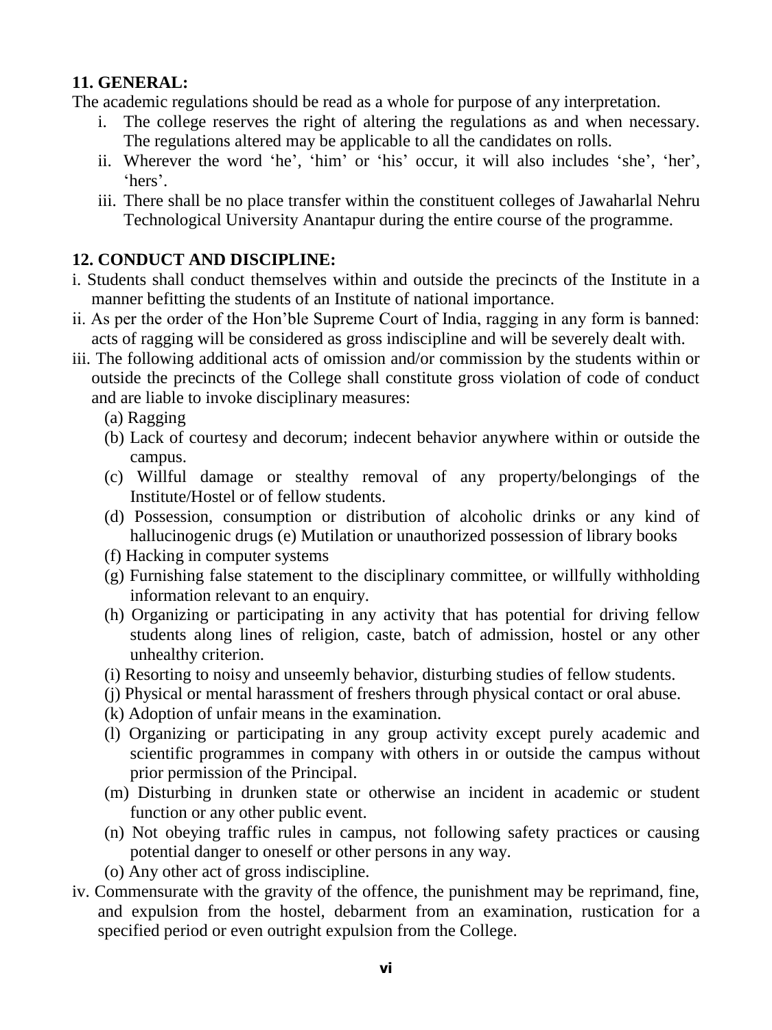## 11. GENERAL:

The academic regulations should be read as a whole for purpose of any interpretation.

- i. The college reserves the right of altering the regulations as and when necessary. The regulations altered may be applicable to all the candidates on rolls.
- ii. Wherever the word 'he', 'him' or 'his' occur, it will also includes 'she', 'her', 'hers'.
- iii. There shall be no place transfer within the constituent colleges of Jawaharlal Nehru Technological University Anantapur during the entire course of the programme.

## 12. CONDUCT AND DISCIPLINE:

- i. Students shall conduct themselves within and outside the precincts of the Institute in a manner befitting the students of an Institute of national importance.
- ii. As per the order of the Hon'ble Supreme Court of India, ragging in any form is banned: acts of ragging will be considered as gross indiscipline and will be severely dealt with.
- iii. The following additional acts of omission and/or commission by the students within or outside the precincts of the College shall constitute gross violation of code of conduct and are liable to invoke disciplinary measures:
  - (a) Ragging
  - (b) Lack of courtesy and decorum; indecent behavior anywhere within or outside the campus.
  - (c) Willful damage or stealthy removal of any property/belongings of the Institute/Hostel or of fellow students.
  - (d) Possession, consumption or distribution of alcoholic drinks or any kind of hallucinogenic drugs (e) Mutilation or unauthorized possession of library books
  - (f) Hacking in computer systems
  - (g) Furnishing false statement to the disciplinary committee, or willfully withholding information relevant to an enquiry.
  - (h) Organizing or participating in any activity that has potential for driving fellow students along lines of religion, caste, batch of admission, hostel or any other unhealthy criterion.
  - (i) Resorting to noisy and unseemly behavior, disturbing studies of fellow students.
  - (j) Physical or mental harassment of freshers through physical contact or oral abuse.
  - (k) Adoption of unfair means in the examination.
  - (l) Organizing or participating in any group activity except purely academic and scientific programmes in company with others in or outside the campus without prior permission of the Principal.
  - (m) Disturbing in drunken state or otherwise an incident in academic or student function or any other public event.
  - (n) Not obeying traffic rules in campus, not following safety practices or causing potential danger to oneself or other persons in any way.
  - (o) Any other act of gross indiscipline.
- iv. Commensurate with the gravity of the offence, the punishment may be reprimand, fine, and expulsion from the hostel, debarment from an examination, rustication for a specified period or even outright expulsion from the College.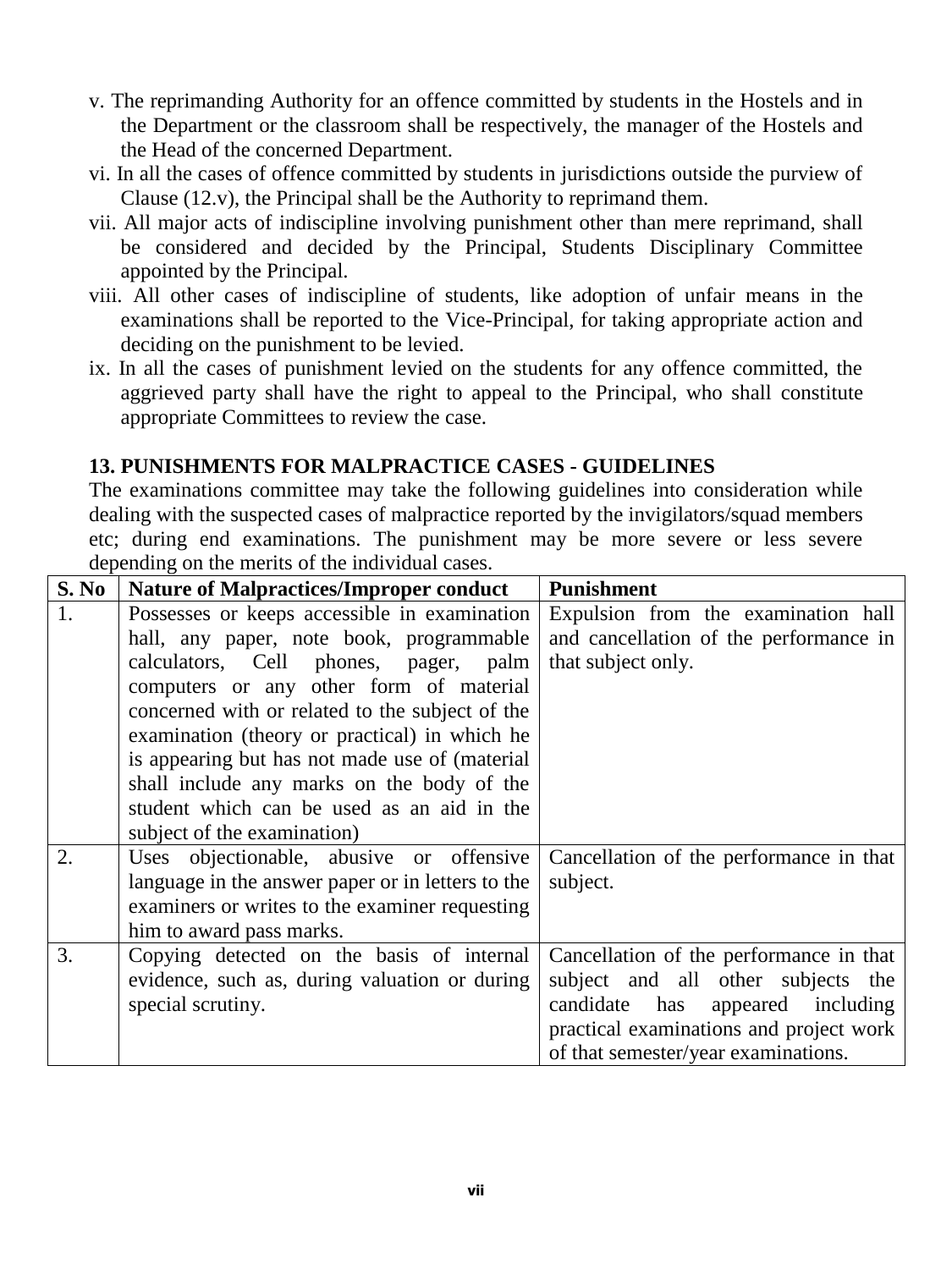v. The reprimanding Authority for an offence committed by students in the Hostels and in the Department or the classroom shall be respectively, the manager of the Hostels and the Head of the concerned Department.

vi. In all the cases of offence committed by students in jurisdictions outside the purview of Clause (12.v), the Principal shall be the Authority to reprimand them.

vii. All major acts of indiscipline involving punishment other than mere reprimand, shall be considered and decided by the Principal, Students Disciplinary Committee appointed by the Principal.

viii. All other cases of indiscipline of students, like adoption of unfair means in the examinations shall be reported to the Vice-Principal, for taking appropriate action and deciding on the punishment to be levied.

ix. In all the cases of punishment levied on the students for any offence committed, the aggrieved party shall have the right to appeal to the Principal, who shall constitute appropriate Committees to review the case.

## 13. PUNISHMENTS FOR MALPRACTICE CASES - GUIDELINES

The examinations committee may take the following guidelines into consideration while dealing with the suspected cases of malpractice reported by the invigilators/squad members etc; during end examinations. The punishment may be more severe or less severe depending on the merits of the individual cases.

| S. No | Nature of Malpractices/Improper conduct | Punishment |
|---|---|---|
| 1. | Possesses or keeps accessible in examination hall, any paper, note book, programmable calculators, Cell phones, pager, palm computers or any other form of material concerned with or related to the subject of the examination (theory or practical) in which he is appearing but has not made use of (material shall include any marks on the body of the student which can be used as an aid in the subject of the examination) | Expulsion from the examination hall and cancellation of the performance in that subject only. |
| 2. | Uses objectionable, abusive or offensive language in the answer paper or in letters to the examiners or writes to the examiner requesting him to award pass marks. | Cancellation of the performance in that subject. |
| 3. | Copying detected on the basis of internal evidence, such as, during valuation or during special scrutiny. | Cancellation of the performance in that subject and all other subjects the candidate has appeared including practical examinations and project work of that semester/year examinations. |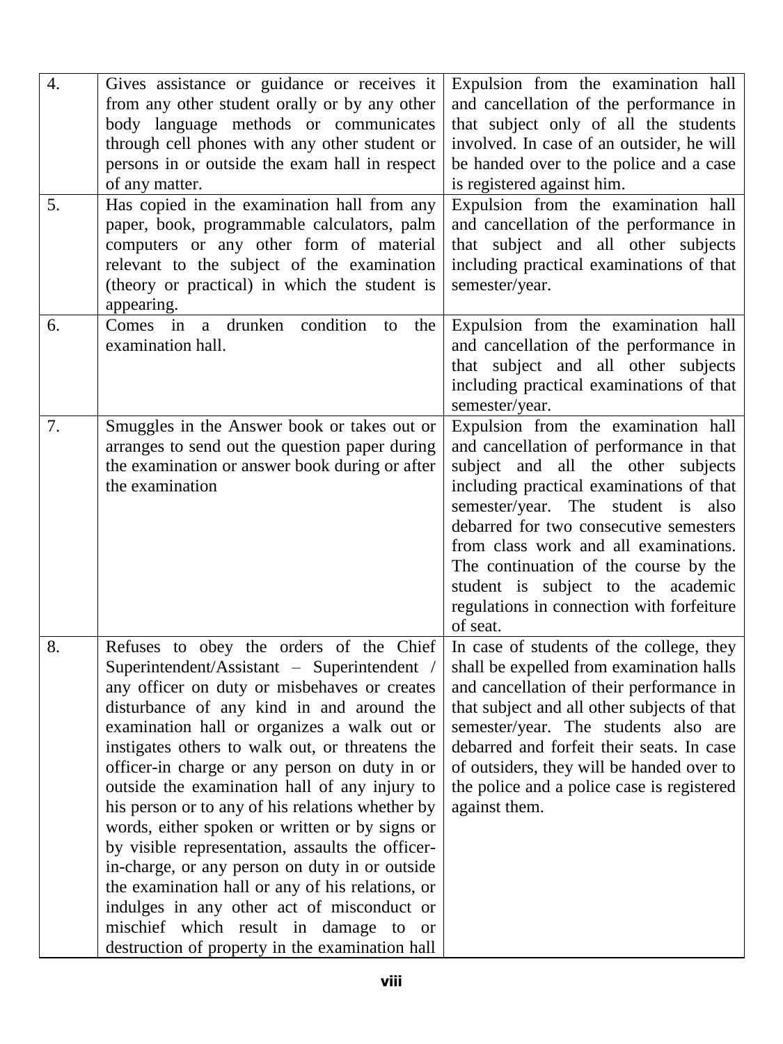| | | |
|---|---|---|
| 4. | Gives assistance or guidance or receives it from any other student orally or by any other body language methods or communicates through cell phones with any other student or persons in or outside the exam hall in respect of any matter. | Expulsion from the examination hall and cancellation of the performance in that subject only of all the students involved. In case of an outsider, he will be handed over to the police and a case is registered against him. |
| 5. | Has copied in the examination hall from any paper, book, programmable calculators, palm computers or any other form of material relevant to the subject of the examination (theory or practical) in which the student is appearing. | Expulsion from the examination hall and cancellation of the performance in that subject and all other subjects including practical examinations of that semester/year. |
| 6. | Comes in a drunken condition to the examination hall. | Expulsion from the examination hall and cancellation of the performance in that subject and all other subjects including practical examinations of that semester/year. |
| 7. | Smuggles in the Answer book or takes out or arranges to send out the question paper during the examination or answer book during or after the examination | Expulsion from the examination hall and cancellation of performance in that subject and all the other subjects including practical examinations of that semester/year. The student is also debarred for two consecutive semesters from class work and all examinations. The continuation of the course by the student is subject to the academic regulations in connection with forfeiture of seat. |
| 8. | Refuses to obey the orders of the Chief Superintendent/Assistant – Superintendent / any officer on duty or misbehaves or creates disturbance of any kind in and around the examination hall or organizes a walk out or instigates others to walk out, or threatens the officer-in charge or any person on duty in or outside the examination hall of any injury to his person or to any of his relations whether by words, either spoken or written or by signs or by visible representation, assaults the officer-in-charge, or any person on duty in or outside the examination hall or any of his relations, or indulges in any other act of misconduct or mischief which result in damage to or destruction of property in the examination hall | In case of students of the college, they shall be expelled from examination halls and cancellation of their performance in that subject and all other subjects of that semester/year. The students also are debarred and forfeit their seats. In case of outsiders, they will be handed over to the police and a police case is registered against them. |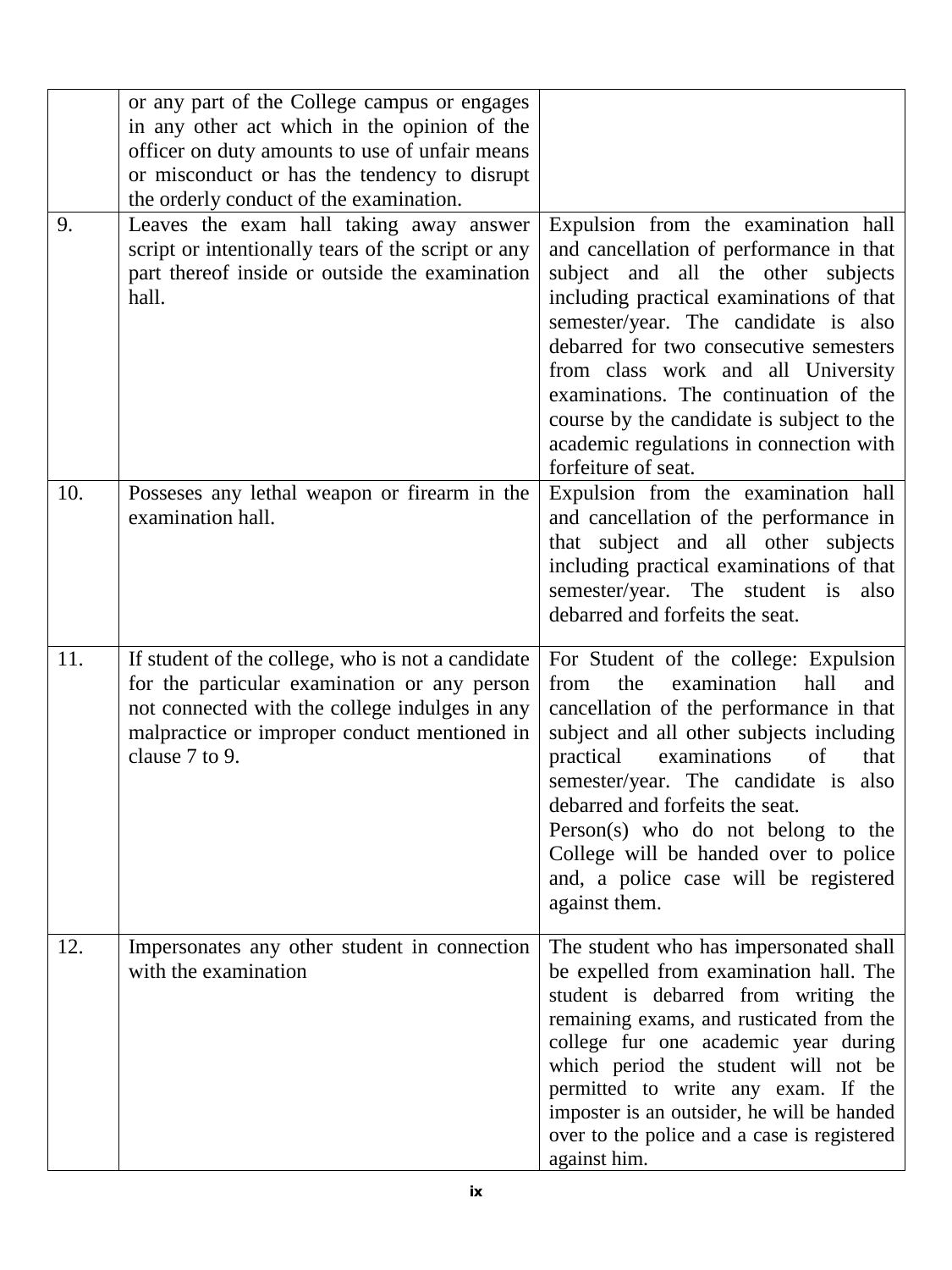| | | |
|---|---|---|
| | or any part of the College campus or engages in any other act which in the opinion of the officer on duty amounts to use of unfair means or misconduct or has the tendency to disrupt the orderly conduct of the examination. | |
| 9. | Leaves the exam hall taking away answer script or intentionally tears of the script or any part thereof inside or outside the examination hall. | Expulsion from the examination hall and cancellation of performance in that subject and all the other subjects including practical examinations of that semester/year. The candidate is also debarred for two consecutive semesters from class work and all University examinations. The continuation of the course by the candidate is subject to the academic regulations in connection with forfeiture of seat. |
| 10. | Posseses any lethal weapon or firearm in the examination hall. | Expulsion from the examination hall and cancellation of the performance in that subject and all other subjects including practical examinations of that semester/year. The student is also debarred and forfeits the seat. |
| 11. | If student of the college, who is not a candidate for the particular examination or any person not connected with the college indulges in any malpractice or improper conduct mentioned in clause 7 to 9. | For Student of the college: Expulsion from the examination hall and cancellation of the performance in that subject and all other subjects including practical examinations of that semester/year. The candidate is also debarred and forfeits the seat.<br>Person(s) who do not belong to the College will be handed over to police and, a police case will be registered against them. |
| 12. | Impersonates any other student in connection with the examination | The student who has impersonated shall be expelled from examination hall. The student is debarred from writing the remaining exams, and rusticated from the college fur one academic year during which period the student will not be permitted to write any exam. If the imposter is an outsider, he will be handed over to the police and a case is registered against him. |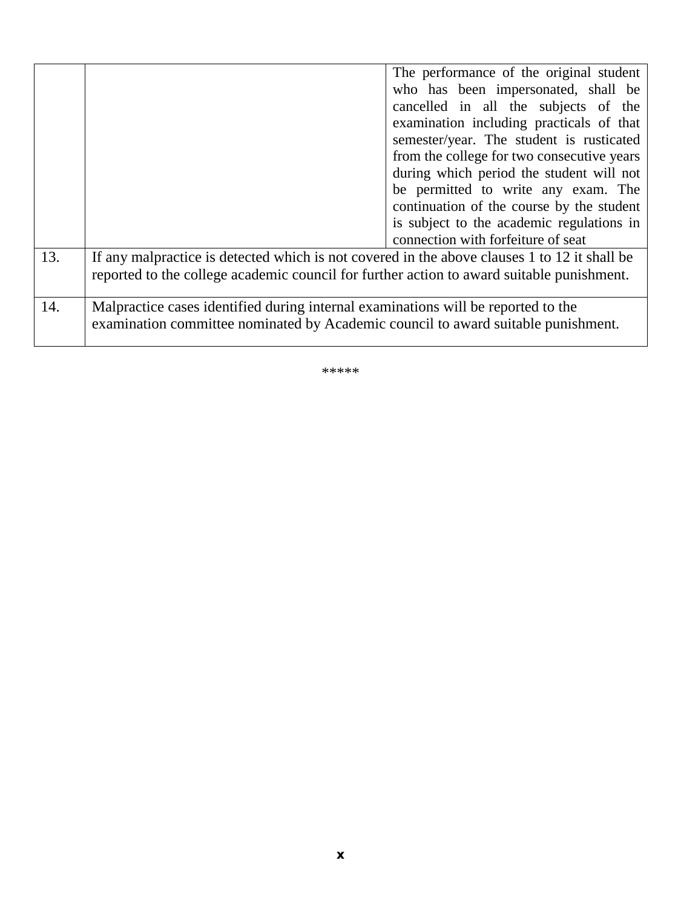| | | |
|---|---|---|
| | | The performance of the original student who has been impersonated, shall be cancelled in all the subjects of the examination including practicals of that semester/year. The student is rusticated from the college for two consecutive years during which period the student will not be permitted to write any exam. The continuation of the course by the student is subject to the academic regulations in connection with forfeiture of seat |
| 13. | If any malpractice is detected which is not covered in the above clauses 1 to 12 it shall be reported to the college academic council for further action to award suitable punishment. | |
| 14. | Malpractice cases identified during internal examinations will be reported to the examination committee nominated by Academic council to award suitable punishment. | |

*****